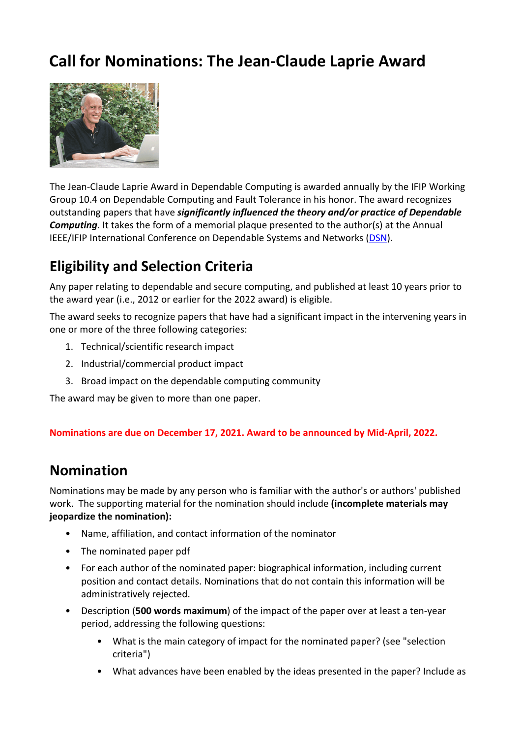# Call for Nominations: The Jean-Claude Laprie Award

The Jean-Claude Laprie Award in Dependable Computing is awarded annually by the IFIP Working Group 10.4 on Dependable Computing and Fault Tolerance in his honor. The award recognizes outstanding papers that have ***significantly influenced the theory and/or practice of Dependable Computing***. It takes the form of a memorial plaque presented to the author(s) at the Annual IEEE/IFIP International Conference on Dependable Systems and Networks (DSN).

## Eligibility and Selection Criteria

Any paper relating to dependable and secure computing, and published at least 10 years prior to the award year (i.e., 2012 or earlier for the 2022 award) is eligible.

The award seeks to recognize papers that have had a significant impact in the intervening years in one or more of the three following categories:

1. Technical/scientific research impact
2. Industrial/commercial product impact
3. Broad impact on the dependable computing community

The award may be given to more than one paper.

**Nominations are due on December 17, 2021. Award to be announced by Mid-April, 2022.**

## Nomination

Nominations may be made by any person who is familiar with the author's or authors' published work. The supporting material for the nomination should include **(incomplete materials may jeopardize the nomination):**

- Name, affiliation, and contact information of the nominator
- The nominated paper pdf
- For each author of the nominated paper: biographical information, including current position and contact details. Nominations that do not contain this information will be administratively rejected.
- Description (**500 words maximum**) of the impact of the paper over at least a ten-year period, addressing the following questions:
  - What is the main category of impact for the nominated paper? (see "selection criteria")
  - What advances have been enabled by the ideas presented in the paper? Include as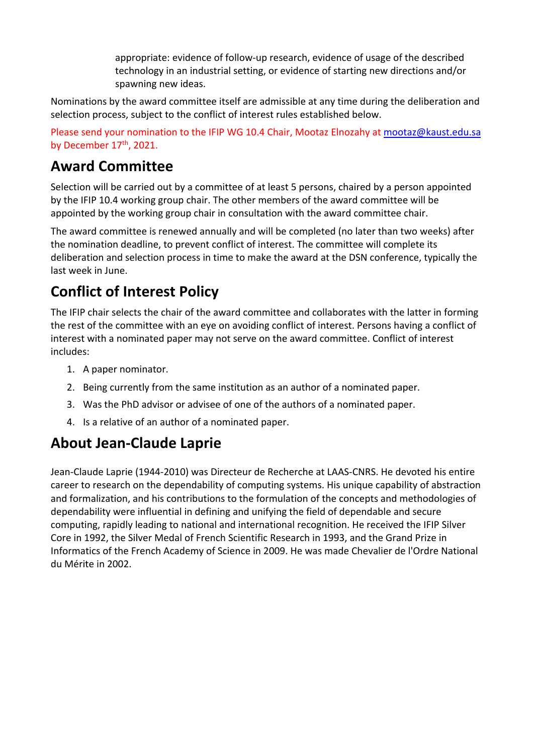appropriate: evidence of follow-up research, evidence of usage of the described technology in an industrial setting, or evidence of starting new directions and/or spawning new ideas.

Nominations by the award committee itself are admissible at any time during the deliberation and selection process, subject to the conflict of interest rules established below.

Please send your nomination to the IFIP WG 10.4 Chair, Mootaz Elnozahy at mootaz@kaust.edu.sa by December 17th, 2021.

## Award Committee

Selection will be carried out by a committee of at least 5 persons, chaired by a person appointed by the IFIP 10.4 working group chair. The other members of the award committee will be appointed by the working group chair in consultation with the award committee chair.

The award committee is renewed annually and will be completed (no later than two weeks) after the nomination deadline, to prevent conflict of interest. The committee will complete its deliberation and selection process in time to make the award at the DSN conference, typically the last week in June.

## Conflict of Interest Policy

The IFIP chair selects the chair of the award committee and collaborates with the latter in forming the rest of the committee with an eye on avoiding conflict of interest. Persons having a conflict of interest with a nominated paper may not serve on the award committee. Conflict of interest includes:

1. A paper nominator.
2. Being currently from the same institution as an author of a nominated paper.
3. Was the PhD advisor or advisee of one of the authors of a nominated paper.
4. Is a relative of an author of a nominated paper.

## About Jean-Claude Laprie

Jean-Claude Laprie (1944-2010) was Directeur de Recherche at LAAS-CNRS. He devoted his entire career to research on the dependability of computing systems. His unique capability of abstraction and formalization, and his contributions to the formulation of the concepts and methodologies of dependability were influential in defining and unifying the field of dependable and secure computing, rapidly leading to national and international recognition. He received the IFIP Silver Core in 1992, the Silver Medal of French Scientific Research in 1993, and the Grand Prize in Informatics of the French Academy of Science in 2009. He was made Chevalier de l'Ordre National du Mérite in 2002.